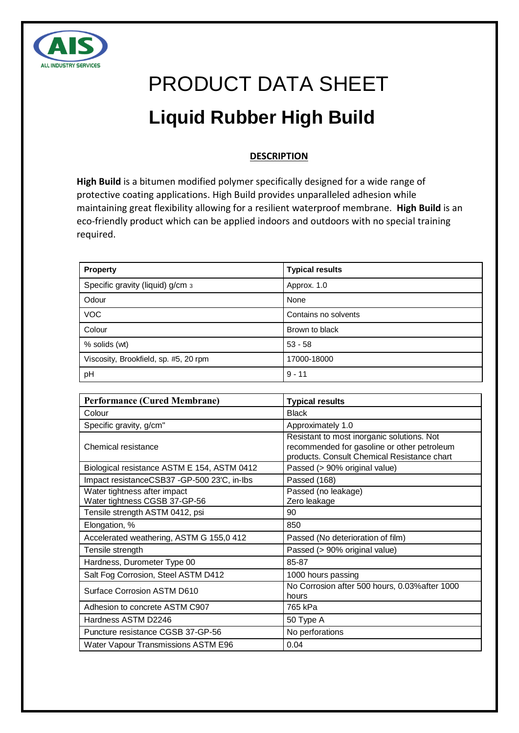# PRODUCT DATA SHEET

# Liquid Rubber High Build

## DESCRIPTION

**High Build** is a bitumen modified polymer specifically designed for a wide range of protective coating applications. High Build provides unparalleled adhesion while maintaining great flexibility allowing for a resilient waterproof membrane. **High Build** is an eco-friendly product which can be applied indoors and outdoors with no special training required.

| Property | Typical results |
|---|---|
| Specific gravity (liquid) g/cm 3 | Approx. 1.0 |
| Odour | None |
| VOC | Contains no solvents |
| Colour | Brown to black |
| % solids (wt) | 53 - 58 |
| Viscosity, Brookfield, sp. #5, 20 rpm | 17000-18000 |
| pH | 9 - 11 |

| Performance (Cured Membrane) | Typical results |
|---|---|
| Colour | Black |
| Specific gravity, g/cm" | Approximately 1.0 |
| Chemical resistance | Resistant to most inorganic solutions. Not recommended for gasoline or other petroleum products. Consult Chemical Resistance chart |
| Biological resistance ASTM E 154, ASTM 0412 | Passed (> 90% original value) |
| Impact resistanceCSB37 -GP-500 23'C, in-lbs | Passed (168) |
| Water tightness after impact<br>Water tightness CGSB 37-GP-56 | Passed (no leakage)<br>Zero leakage |
| Tensile strength ASTM 0412, psi | 90 |
| Elongation, % | 850 |
| Accelerated weathering, ASTM G 155,0 412 | Passed (No deterioration of film) |
| Tensile strength | Passed (> 90% original value) |
| Hardness, Durometer Type 00 | 85-87 |
| Salt Fog Corrosion, Steel ASTM D412 | 1000 hours passing |
| Surface Corrosion ASTM D610 | No Corrosion after 500 hours, 0.03%after 1000 hours |
| Adhesion to concrete ASTM C907 | 765 kPa |
| Hardness ASTM D2246 | 50 Type A |
| Puncture resistance CGSB 37-GP-56 | No perforations |
| Water Vapour Transmissions ASTM E96 | 0.04 |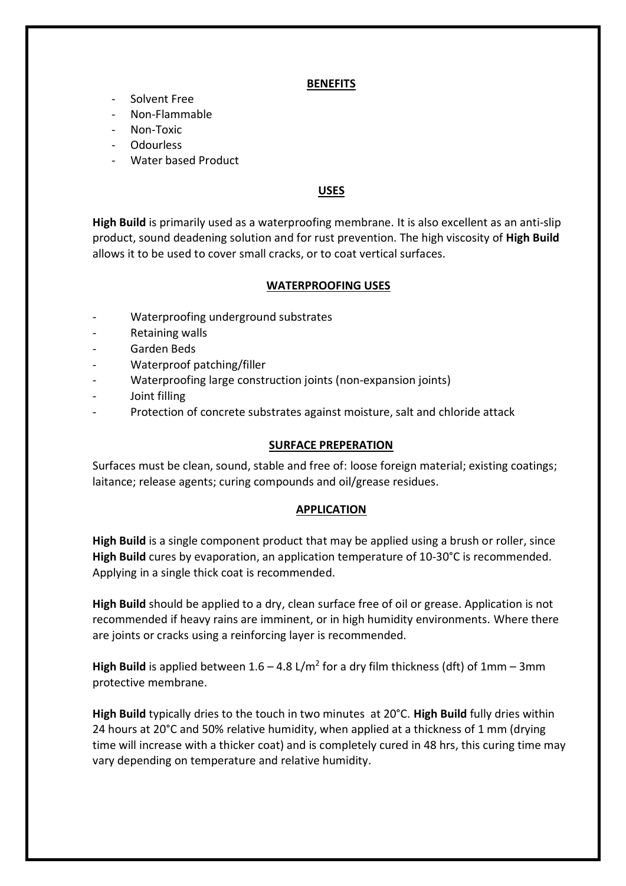## BENEFITS

- Solvent Free
- Non-Flammable
- Non-Toxic
- Odourless
- Water based Product

## USES

**High Build** is primarily used as a waterproofing membrane. It is also excellent as an anti-slip product, sound deadening solution and for rust prevention. The high viscosity of **High Build** allows it to be used to cover small cracks, or to coat vertical surfaces.

## WATERPROOFING USES

- Waterproofing underground substrates
- Retaining walls
- Garden Beds
- Waterproof patching/filler
- Waterproofing large construction joints (non-expansion joints)
- Joint filling
- Protection of concrete substrates against moisture, salt and chloride attack

## SURFACE PREPERATION

Surfaces must be clean, sound, stable and free of: loose foreign material; existing coatings; laitance; release agents; curing compounds and oil/grease residues.

## APPLICATION

**High Build** is a single component product that may be applied using a brush or roller, since **High Build** cures by evaporation, an application temperature of 10-30°C is recommended. Applying in a single thick coat is recommended.

**High Build** should be applied to a dry, clean surface free of oil or grease. Application is not recommended if heavy rains are imminent, or in high humidity environments. Where there are joints or cracks using a reinforcing layer is recommended.

**High Build** is applied between 1.6 – 4.8 L/$m^2$ for a dry film thickness (dft) of 1mm – 3mm protective membrane.

**High Build** typically dries to the touch in two minutes at 20°C. **High Build** fully dries within 24 hours at 20°C and 50% relative humidity, when applied at a thickness of 1 mm (drying time will increase with a thicker coat) and is completely cured in 48 hrs, this curing time may vary depending on temperature and relative humidity.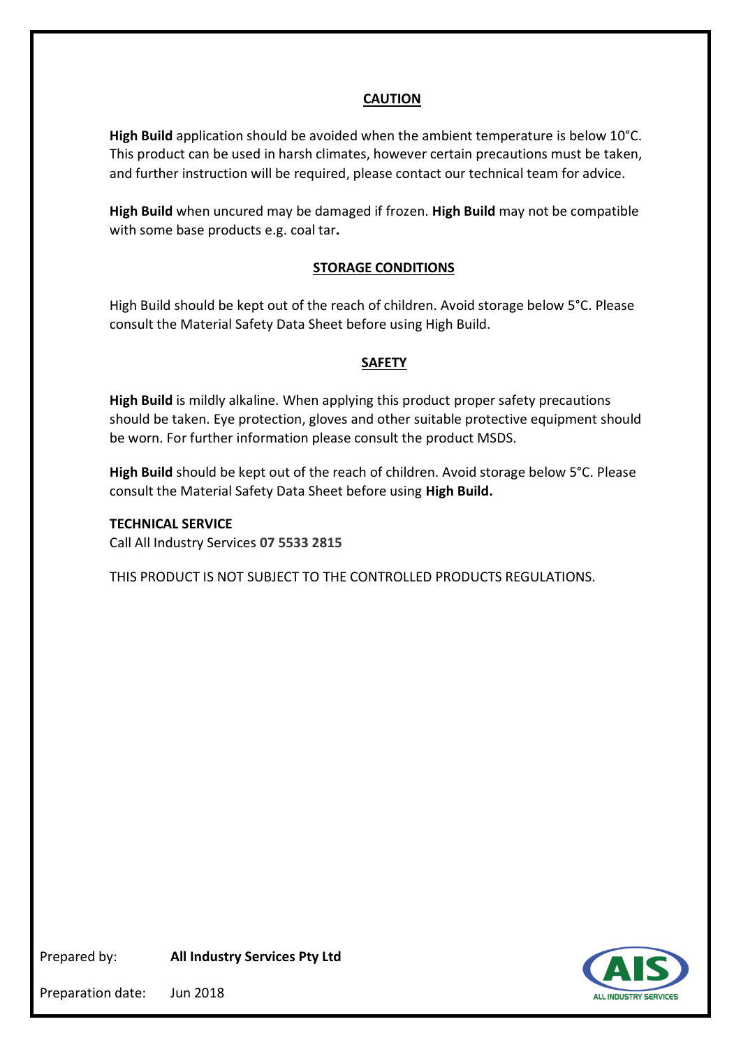## CAUTION

**High Build** application should be avoided when the ambient temperature is below 10°C. This product can be used in harsh climates, however certain precautions must be taken, and further instruction will be required, please contact our technical team for advice.

**High Build** when uncured may be damaged if frozen. **High Build** may not be compatible with some base products e.g. coal tar**.**

## STORAGE CONDITIONS

High Build should be kept out of the reach of children. Avoid storage below 5°C. Please consult the Material Safety Data Sheet before using High Build.

## SAFETY

**High Build** is mildly alkaline. When applying this product proper safety precautions should be taken. Eye protection, gloves and other suitable protective equipment should be worn. For further information please consult the product MSDS.

**High Build** should be kept out of the reach of children. Avoid storage below 5°C. Please consult the Material Safety Data Sheet before using **High Build.**

**TECHNICAL SERVICE**

Call All Industry Services **07 5533 2815**

THIS PRODUCT IS NOT SUBJECT TO THE CONTROLLED PRODUCTS REGULATIONS.

Prepared by: **All Industry Services Pty Ltd**

Preparation date: Jun 2018

AIS ALL INDUSTRY SERVICES